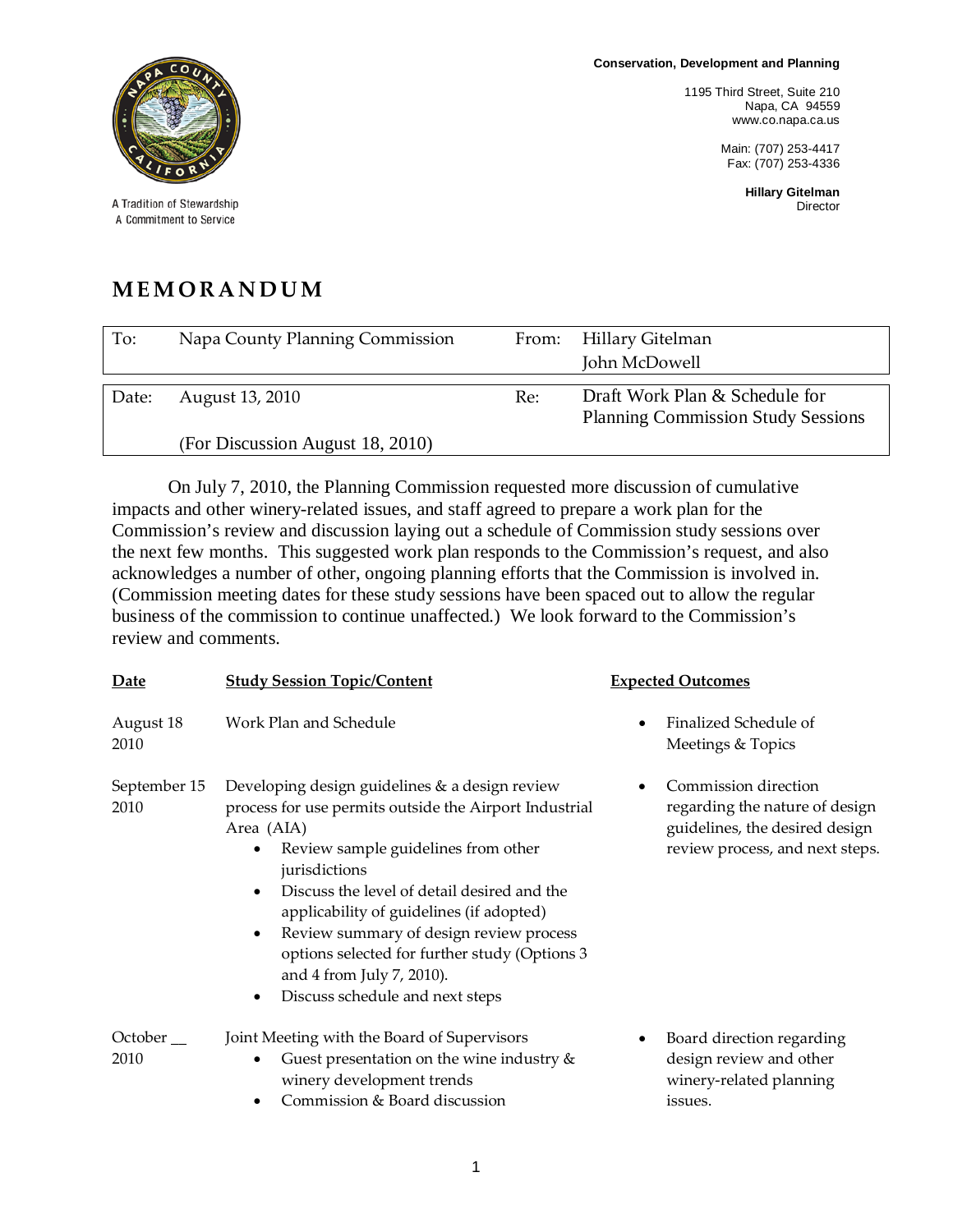A Tradition of Stewardship
A Commitment to Service

**Conservation, Development and Planning**

1195 Third Street, Suite 210
Napa, CA 94559
www.co.napa.ca.us

Main: (707) 253-4417
Fax: (707) 253-4336

**Hillary Gitelman**
Director

# MEMORANDUM

| To: | Napa County Planning Commission | From: | Hillary Gitelman<br>John McDowell |
|---|---|---|---|
| Date: | August 13, 2010<br><br>(For Discussion August 18, 2010) | Re: | Draft Work Plan & Schedule for Planning Commission Study Sessions |

On July 7, 2010, the Planning Commission requested more discussion of cumulative impacts and other winery-related issues, and staff agreed to prepare a work plan for the Commission's review and discussion laying out a schedule of Commission study sessions over the next few months. This suggested work plan responds to the Commission's request, and also acknowledges a number of other, ongoing planning efforts that the Commission is involved in. (Commission meeting dates for these study sessions have been spaced out to allow the regular business of the commission to continue unaffected.) We look forward to the Commission's review and comments.

| Date | Study Session Topic/Content | Expected Outcomes |
|---|---|---|
| August 18 2010 | Work Plan and Schedule | • Finalized Schedule of Meetings & Topics |
| September 15 2010 | Developing design guidelines & a design review process for use permits outside the Airport Industrial Area (AIA)<br>• Review sample guidelines from other jurisdictions<br>• Discuss the level of detail desired and the applicability of guidelines (if adopted)<br>• Review summary of design review process options selected for further study (Options 3 and 4 from July 7, 2010).<br>• Discuss schedule and next steps | • Commission direction regarding the nature of design guidelines, the desired design review process, and next steps. |
| October __ 2010 | Joint Meeting with the Board of Supervisors<br>• Guest presentation on the wine industry & winery development trends<br>• Commission & Board discussion | • Board direction regarding design review and other winery-related planning issues. |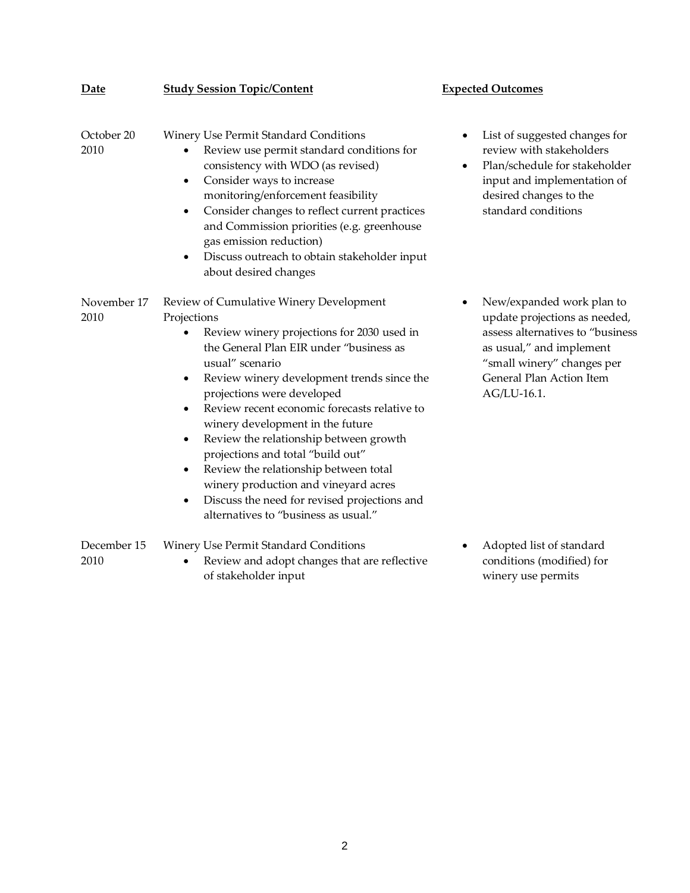| Date | Study Session Topic/Content | Expected Outcomes |
| --- | --- | --- |
| October 20 2010 | Winery Use Permit Standard Conditions<br>• Review use permit standard conditions for consistency with WDO (as revised)<br>• Consider ways to increase monitoring/enforcement feasibility<br>• Consider changes to reflect current practices and Commission priorities (e.g. greenhouse gas emission reduction)<br>• Discuss outreach to obtain stakeholder input about desired changes | • List of suggested changes for review with stakeholders<br>• Plan/schedule for stakeholder input and implementation of desired changes to the standard conditions |
| November 17 2010 | Review of Cumulative Winery Development Projections<br>• Review winery projections for 2030 used in the General Plan EIR under "business as usual" scenario<br>• Review winery development trends since the projections were developed<br>• Review recent economic forecasts relative to winery development in the future<br>• Review the relationship between growth projections and total "build out"<br>• Review the relationship between total winery production and vineyard acres<br>• Discuss the need for revised projections and alternatives to "business as usual." | • New/expanded work plan to update projections as needed, assess alternatives to "business as usual," and implement "small winery" changes per General Plan Action Item AG/LU-16.1. |
| December 15 2010 | Winery Use Permit Standard Conditions<br>• Review and adopt changes that are reflective of stakeholder input | • Adopted list of standard conditions (modified) for winery use permits |